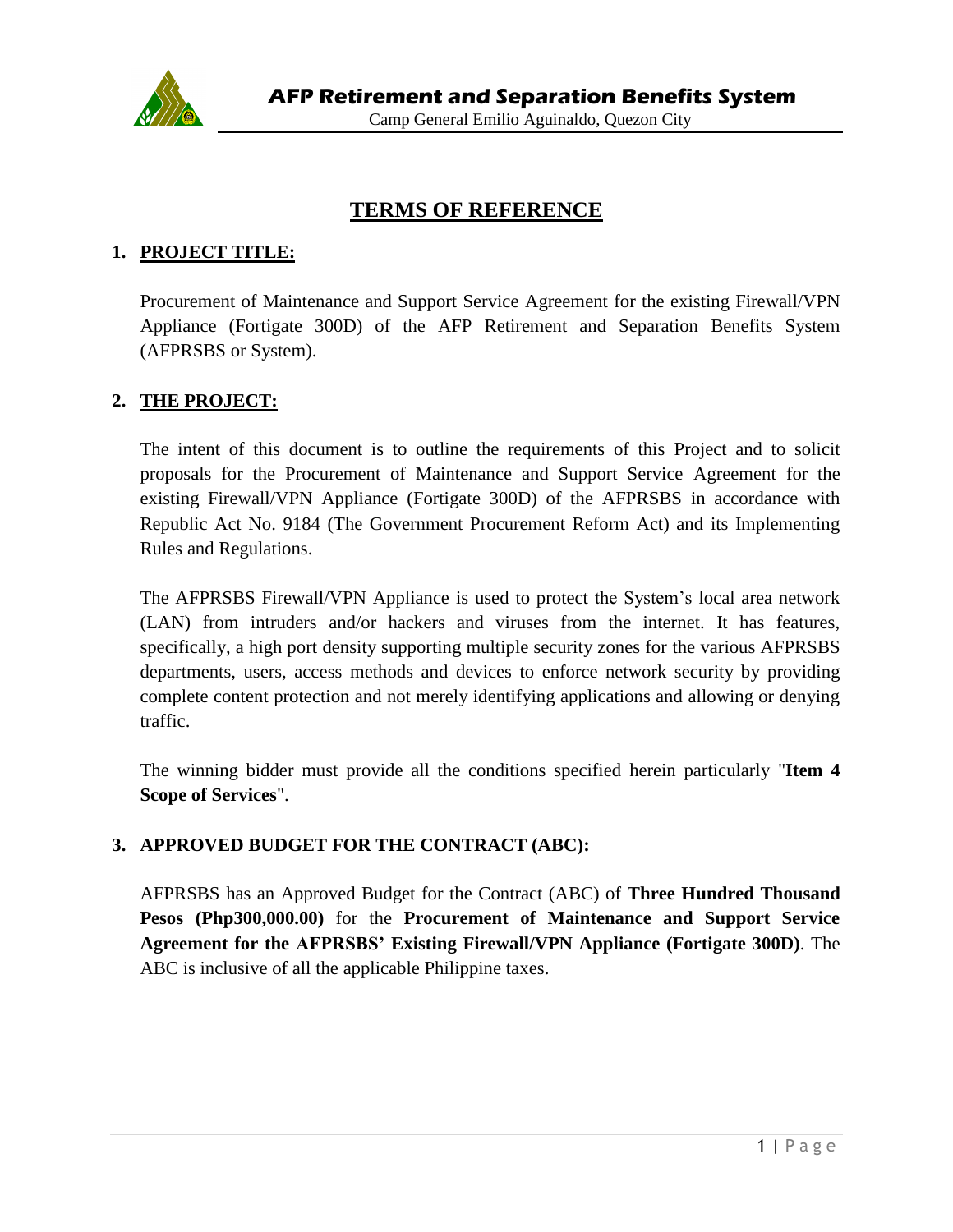**AFP Retirement and Separation Benefits System**

Camp General Emilio Aguinaldo, Quezon City

# TERMS OF REFERENCE

## 1. PROJECT TITLE:

Procurement of Maintenance and Support Service Agreement for the existing Firewall/VPN Appliance (Fortigate 300D) of the AFP Retirement and Separation Benefits System (AFPRSBS or System).

## 2. THE PROJECT:

The intent of this document is to outline the requirements of this Project and to solicit proposals for the Procurement of Maintenance and Support Service Agreement for the existing Firewall/VPN Appliance (Fortigate 300D) of the AFPRSBS in accordance with Republic Act No. 9184 (The Government Procurement Reform Act) and its Implementing Rules and Regulations.

The AFPRSBS Firewall/VPN Appliance is used to protect the System's local area network (LAN) from intruders and/or hackers and viruses from the internet. It has features, specifically, a high port density supporting multiple security zones for the various AFPRSBS departments, users, access methods and devices to enforce network security by providing complete content protection and not merely identifying applications and allowing or denying traffic.

The winning bidder must provide all the conditions specified herein particularly "**Item 4 Scope of Services**".

## 3. APPROVED BUDGET FOR THE CONTRACT (ABC):

AFPRSBS has an Approved Budget for the Contract (ABC) of **Three Hundred Thousand Pesos (Php300,000.00)** for the **Procurement of Maintenance and Support Service Agreement for the AFPRSBS' Existing Firewall/VPN Appliance (Fortigate 300D)**. The ABC is inclusive of all the applicable Philippine taxes.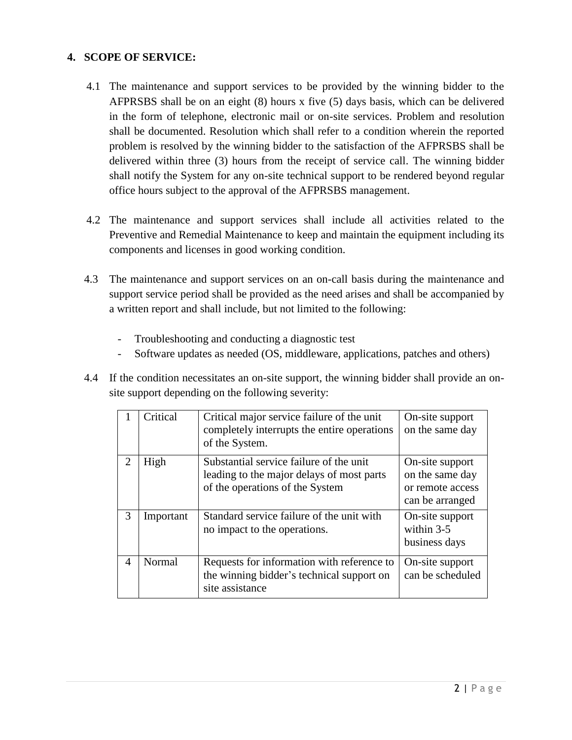## 4. SCOPE OF SERVICE:

4.1 The maintenance and support services to be provided by the winning bidder to the AFPRSBS shall be on an eight (8) hours x five (5) days basis, which can be delivered in the form of telephone, electronic mail or on-site services. Problem and resolution shall be documented. Resolution which shall refer to a condition wherein the reported problem is resolved by the winning bidder to the satisfaction of the AFPRSBS shall be delivered within three (3) hours from the receipt of service call. The winning bidder shall notify the System for any on-site technical support to be rendered beyond regular office hours subject to the approval of the AFPRSBS management.

4.2 The maintenance and support services shall include all activities related to the Preventive and Remedial Maintenance to keep and maintain the equipment including its components and licenses in good working condition.

4.3 The maintenance and support services on an on-call basis during the maintenance and support service period shall be provided as the need arises and shall be accompanied by a written report and shall include, but not limited to the following:

- Troubleshooting and conducting a diagnostic test
- Software updates as needed (OS, middleware, applications, patches and others)

4.4 If the condition necessitates an on-site support, the winning bidder shall provide an on-site support depending on the following severity:

| | | | |
|---|---|---|---|
| 1 | Critical | Critical major service failure of the unit completely interrupts the entire operations of the System. | On-site support on the same day |
| 2 | High | Substantial service failure of the unit leading to the major delays of most parts of the operations of the System | On-site support on the same day or remote access can be arranged |
| 3 | Important | Standard service failure of the unit with no impact to the operations. | On-site support within 3-5 business days |
| 4 | Normal | Requests for information with reference to the winning bidder's technical support on site assistance | On-site support can be scheduled |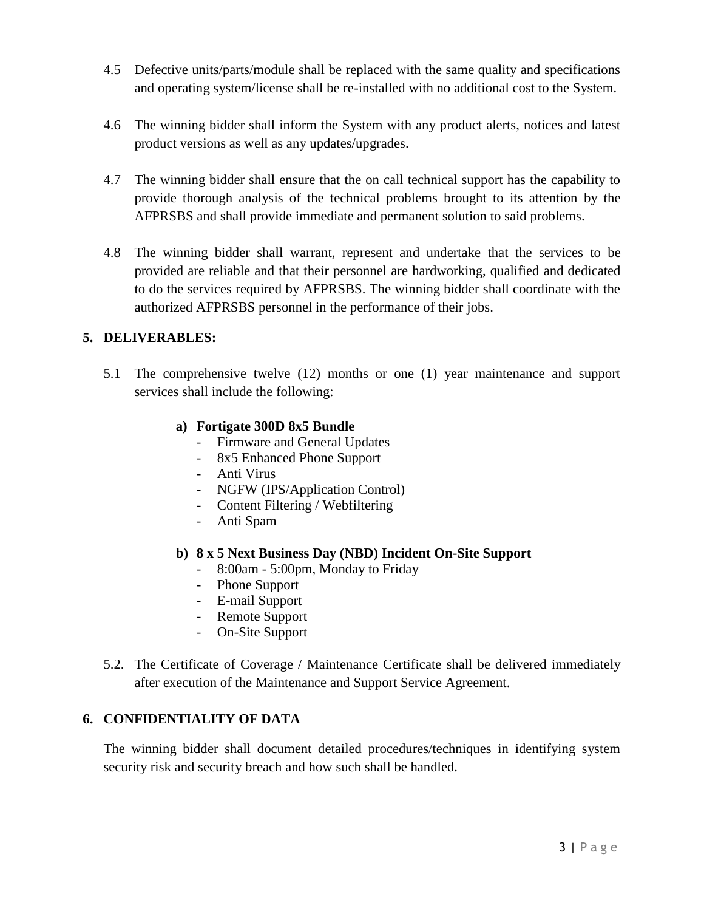4.5 Defective units/parts/module shall be replaced with the same quality and specifications and operating system/license shall be re-installed with no additional cost to the System.

4.6 The winning bidder shall inform the System with any product alerts, notices and latest product versions as well as any updates/upgrades.

4.7 The winning bidder shall ensure that the on call technical support has the capability to provide thorough analysis of the technical problems brought to its attention by the AFPRSBS and shall provide immediate and permanent solution to said problems.

4.8 The winning bidder shall warrant, represent and undertake that the services to be provided are reliable and that their personnel are hardworking, qualified and dedicated to do the services required by AFPRSBS. The winning bidder shall coordinate with the authorized AFPRSBS personnel in the performance of their jobs.

## 5. DELIVERABLES:

5.1 The comprehensive twelve (12) months or one (1) year maintenance and support services shall include the following:

**a) Fortigate 300D 8x5 Bundle**

- Firmware and General Updates
- 8x5 Enhanced Phone Support
- Anti Virus
- NGFW (IPS/Application Control)
- Content Filtering / Webfiltering
- Anti Spam

**b) 8 x 5 Next Business Day (NBD) Incident On-Site Support**

- 8:00am - 5:00pm, Monday to Friday
- Phone Support
- E-mail Support
- Remote Support
- On-Site Support

5.2. The Certificate of Coverage / Maintenance Certificate shall be delivered immediately after execution of the Maintenance and Support Service Agreement.

## 6. CONFIDENTIALITY OF DATA

The winning bidder shall document detailed procedures/techniques in identifying system security risk and security breach and how such shall be handled.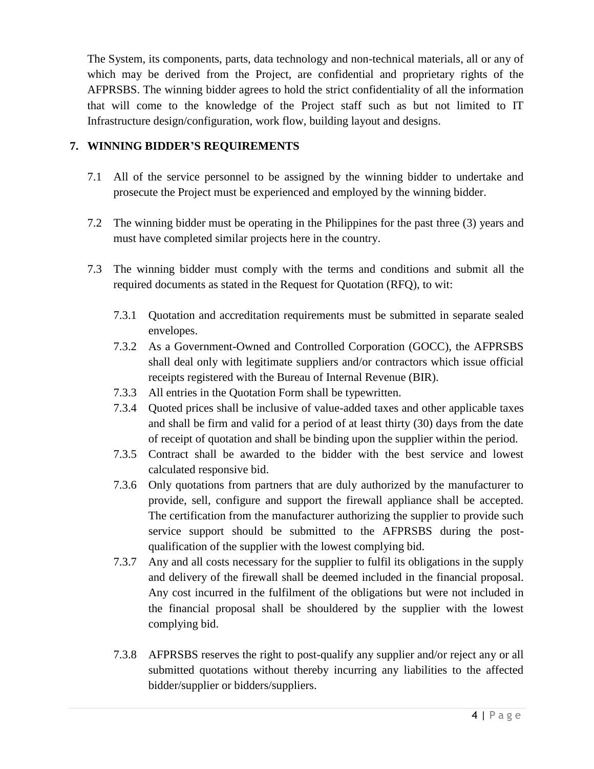The System, its components, parts, data technology and non-technical materials, all or any of which may be derived from the Project, are confidential and proprietary rights of the AFPRSBS. The winning bidder agrees to hold the strict confidentiality of all the information that will come to the knowledge of the Project staff such as but not limited to IT Infrastructure design/configuration, work flow, building layout and designs.

## 7. WINNING BIDDER'S REQUIREMENTS

7.1 All of the service personnel to be assigned by the winning bidder to undertake and prosecute the Project must be experienced and employed by the winning bidder.

7.2 The winning bidder must be operating in the Philippines for the past three (3) years and must have completed similar projects here in the country.

7.3 The winning bidder must comply with the terms and conditions and submit all the required documents as stated in the Request for Quotation (RFQ), to wit:

7.3.1 Quotation and accreditation requirements must be submitted in separate sealed envelopes.

7.3.2 As a Government-Owned and Controlled Corporation (GOCC), the AFPRSBS shall deal only with legitimate suppliers and/or contractors which issue official receipts registered with the Bureau of Internal Revenue (BIR).

7.3.3 All entries in the Quotation Form shall be typewritten.

7.3.4 Quoted prices shall be inclusive of value-added taxes and other applicable taxes and shall be firm and valid for a period of at least thirty (30) days from the date of receipt of quotation and shall be binding upon the supplier within the period.

7.3.5 Contract shall be awarded to the bidder with the best service and lowest calculated responsive bid.

7.3.6 Only quotations from partners that are duly authorized by the manufacturer to provide, sell, configure and support the firewall appliance shall be accepted. The certification from the manufacturer authorizing the supplier to provide such service support should be submitted to the AFPRSBS during the post-qualification of the supplier with the lowest complying bid.

7.3.7 Any and all costs necessary for the supplier to fulfil its obligations in the supply and delivery of the firewall shall be deemed included in the financial proposal. Any cost incurred in the fulfilment of the obligations but were not included in the financial proposal shall be shouldered by the supplier with the lowest complying bid.

7.3.8 AFPRSBS reserves the right to post-qualify any supplier and/or reject any or all submitted quotations without thereby incurring any liabilities to the affected bidder/supplier or bidders/suppliers.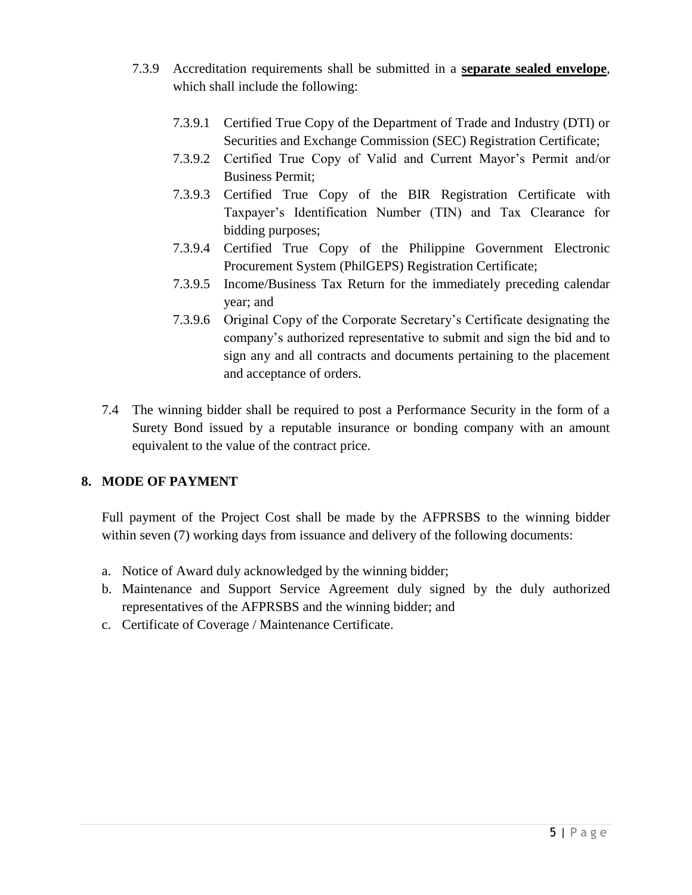7.3.9 Accreditation requirements shall be submitted in a **separate sealed envelope**, which shall include the following:

- 7.3.9.1 Certified True Copy of the Department of Trade and Industry (DTI) or Securities and Exchange Commission (SEC) Registration Certificate;
- 7.3.9.2 Certified True Copy of Valid and Current Mayor's Permit and/or Business Permit;
- 7.3.9.3 Certified True Copy of the BIR Registration Certificate with Taxpayer's Identification Number (TIN) and Tax Clearance for bidding purposes;
- 7.3.9.4 Certified True Copy of the Philippine Government Electronic Procurement System (PhilGEPS) Registration Certificate;
- 7.3.9.5 Income/Business Tax Return for the immediately preceding calendar year; and
- 7.3.9.6 Original Copy of the Corporate Secretary's Certificate designating the company's authorized representative to submit and sign the bid and to sign any and all contracts and documents pertaining to the placement and acceptance of orders.

7.4 The winning bidder shall be required to post a Performance Security in the form of a Surety Bond issued by a reputable insurance or bonding company with an amount equivalent to the value of the contract price.

## 8. MODE OF PAYMENT

Full payment of the Project Cost shall be made by the AFPRSBS to the winning bidder within seven (7) working days from issuance and delivery of the following documents:

a. Notice of Award duly acknowledged by the winning bidder;
b. Maintenance and Support Service Agreement duly signed by the duly authorized representatives of the AFPRSBS and the winning bidder; and
c. Certificate of Coverage / Maintenance Certificate.